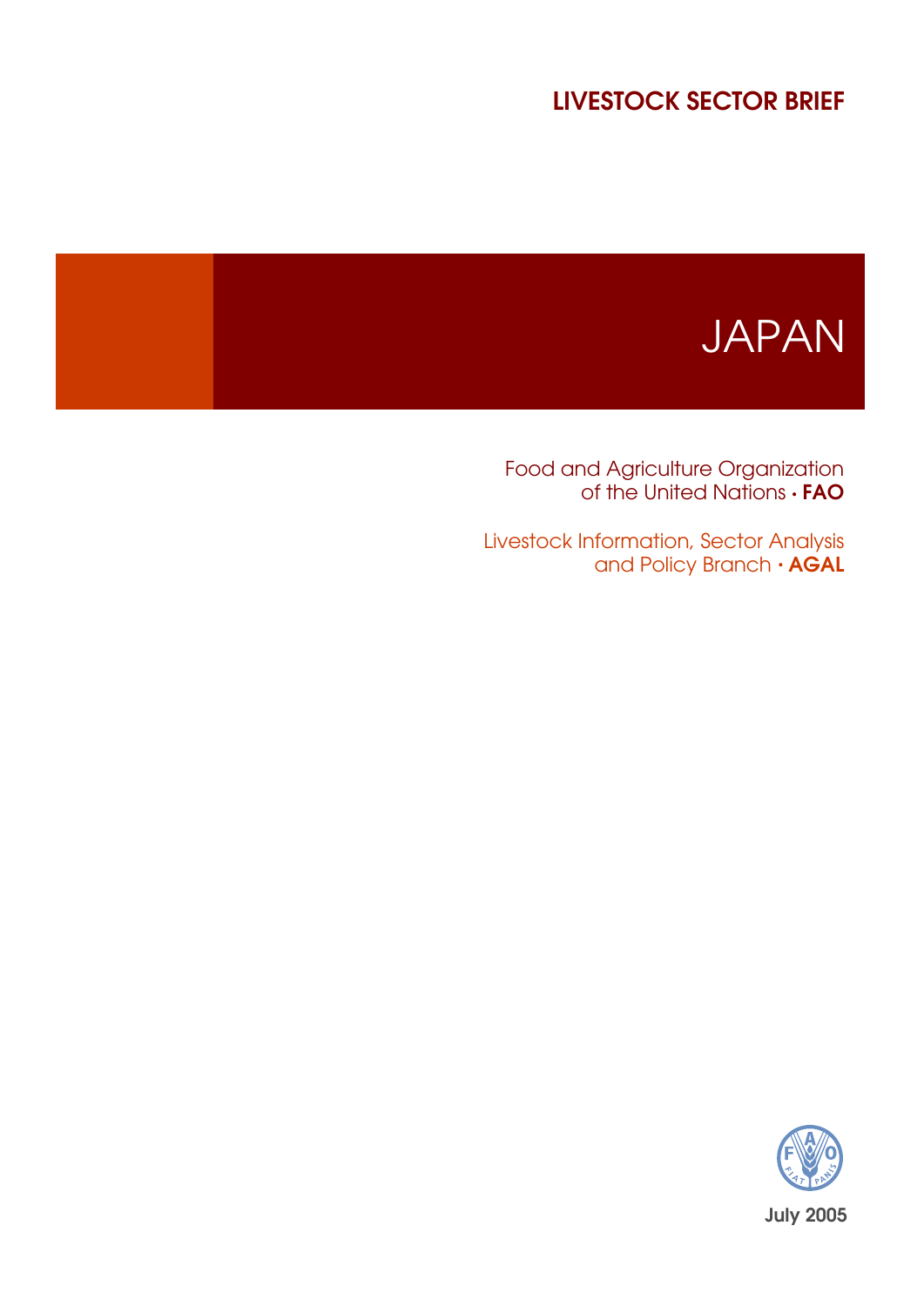LIVESTOCK SECTOR BRIEF

# JAPAN

Food and Agriculture Organization
of the United Nations • **FAO**

Livestock Information, Sector Analysis
and Policy Branch • **AGAL**

July 2005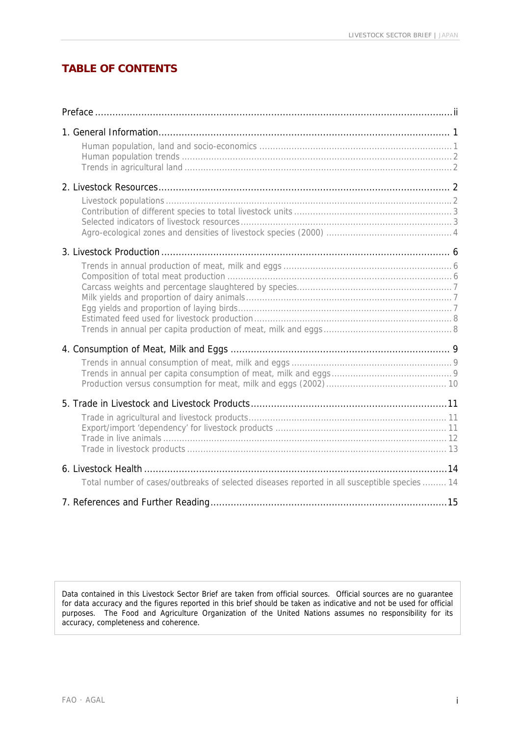# TABLE OF CONTENTS

Preface ....................................................................................................................... ii

1. General Information........................................................................................... 1
   - Human population, land and socio-economics ........................................................................ 1
   - Human population trends ........................................................................................................ 2
   - Trends in agricultural land ........................................................................................................ 2

2. Livestock Resources.......................................................................................... 2
   - Livestock populations ................................................................................................................ 2
   - Contribution of different species to total livestock units .......................................................... 3
   - Selected indicators of livestock resources ................................................................................ 3
   - Agro-ecological zones and densities of livestock species (2000) ............................................ 4

3. Livestock Production ......................................................................................... 6
   - Trends in annual production of meat, milk and eggs ............................................................... 6
   - Composition of total meat production ....................................................................................... 6
   - Carcass weights and percentage slaughtered by species......................................................... 7
   - Milk yields and proportion of dairy animals .............................................................................. 7
   - Egg yields and proportion of laying birds.................................................................................. 7
   - Estimated feed used for livestock production ........................................................................... 8
   - Trends in annual per capita production of meat, milk and eggs ............................................... 8

4. Consumption of Meat, Milk and Eggs ................................................................ 9
   - Trends in annual consumption of meat, milk and eggs ............................................................. 9
   - Trends in annual per capita consumption of meat, milk and eggs ............................................ 9
   - Production versus consumption for meat, milk and eggs (2002) ............................................ 10

5. Trade in Livestock and Livestock Products........................................................11
   - Trade in agricultural and livestock products........................................................................... 11
   - Export/import 'dependency' for livestock products ................................................................. 11
   - Trade in live animals ............................................................................................................... 12
   - Trade in livestock products ..................................................................................................... 13

6. Livestock Health ...............................................................................................14
   - Total number of cases/outbreaks of selected diseases reported in all susceptible species ......... 14

7. References and Further Reading.......................................................................15

Data contained in this Livestock Sector Brief are taken from official sources. Official sources are no guarantee for data accuracy and the figures reported in this brief should be taken as indicative and not be used for official purposes. The Food and Agriculture Organization of the United Nations assumes no responsibility for its accuracy, completeness and coherence.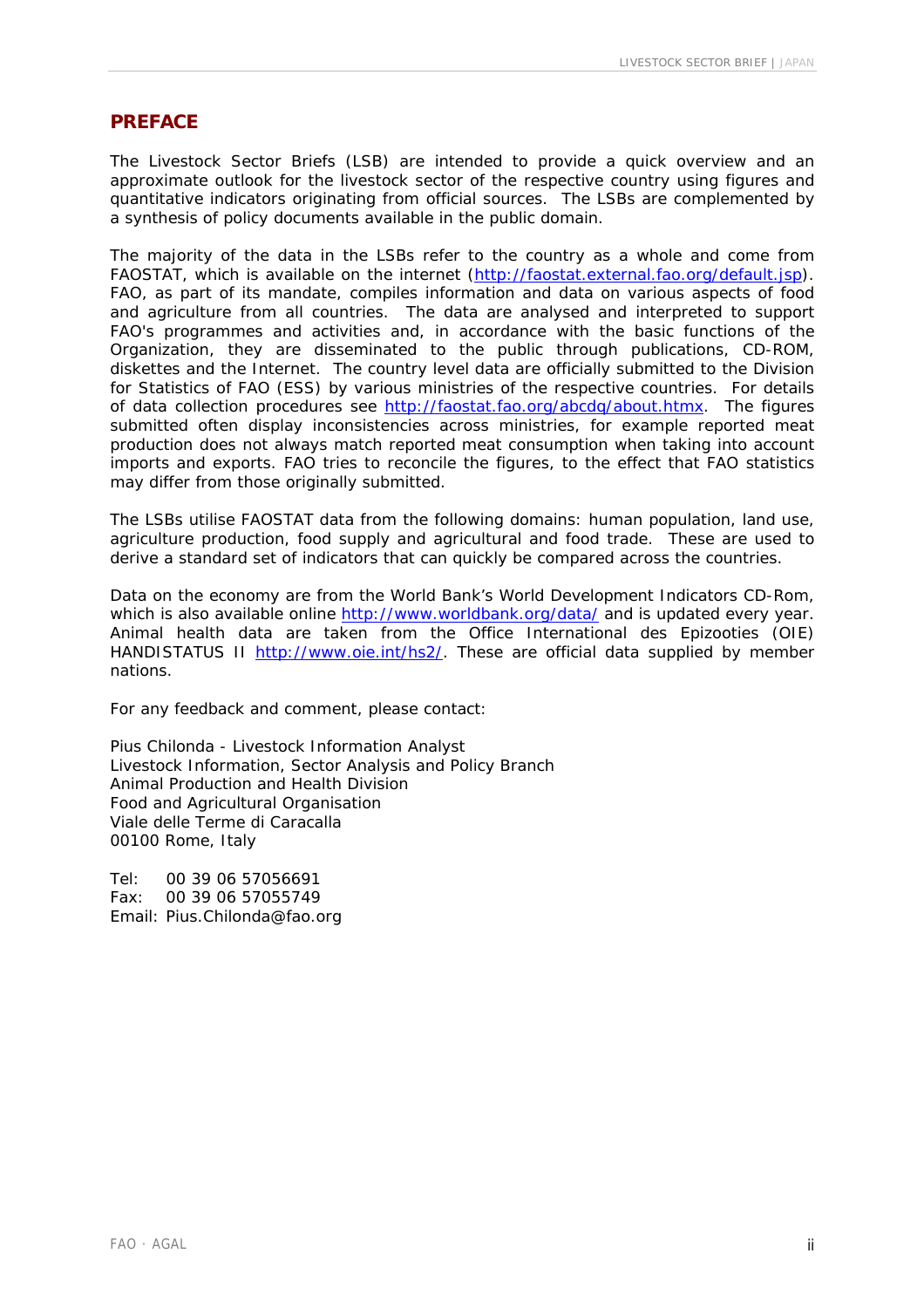## PREFACE

The Livestock Sector Briefs (LSB) are intended to provide a quick overview and an approximate outlook for the livestock sector of the respective country using figures and quantitative indicators originating from official sources. The LSBs are complemented by a synthesis of policy documents available in the public domain.

The majority of the data in the LSBs refer to the country as a whole and come from FAOSTAT, which is available on the internet (http://faostat.external.fao.org/default.jsp). FAO, as part of its mandate, compiles information and data on various aspects of food and agriculture from all countries. The data are analysed and interpreted to support FAO's programmes and activities and, in accordance with the basic functions of the Organization, they are disseminated to the public through publications, CD-ROM, diskettes and the Internet. The country level data are officially submitted to the Division for Statistics of FAO (ESS) by various ministries of the respective countries. For details of data collection procedures see http://faostat.fao.org/abcdq/about.htmx. The figures submitted often display inconsistencies across ministries, for example reported meat production does not always match reported meat consumption when taking into account imports and exports. FAO tries to reconcile the figures, to the effect that FAO statistics may differ from those originally submitted.

The LSBs utilise FAOSTAT data from the following domains: human population, land use, agriculture production, food supply and agricultural and food trade. These are used to derive a standard set of indicators that can quickly be compared across the countries.

Data on the economy are from the World Bank's World Development Indicators CD-Rom, which is also available online http://www.worldbank.org/data/ and is updated every year. Animal health data are taken from the Office International des Epizooties (OIE) HANDISTATUS II http://www.oie.int/hs2/. These are official data supplied by member nations.

For any feedback and comment, please contact:

Pius Chilonda - Livestock Information Analyst
Livestock Information, Sector Analysis and Policy Branch
Animal Production and Health Division
Food and Agricultural Organisation
Viale delle Terme di Caracalla
00100 Rome, Italy

Tel: 00 39 06 57056691
Fax: 00 39 06 57055749
Email: Pius.Chilonda@fao.org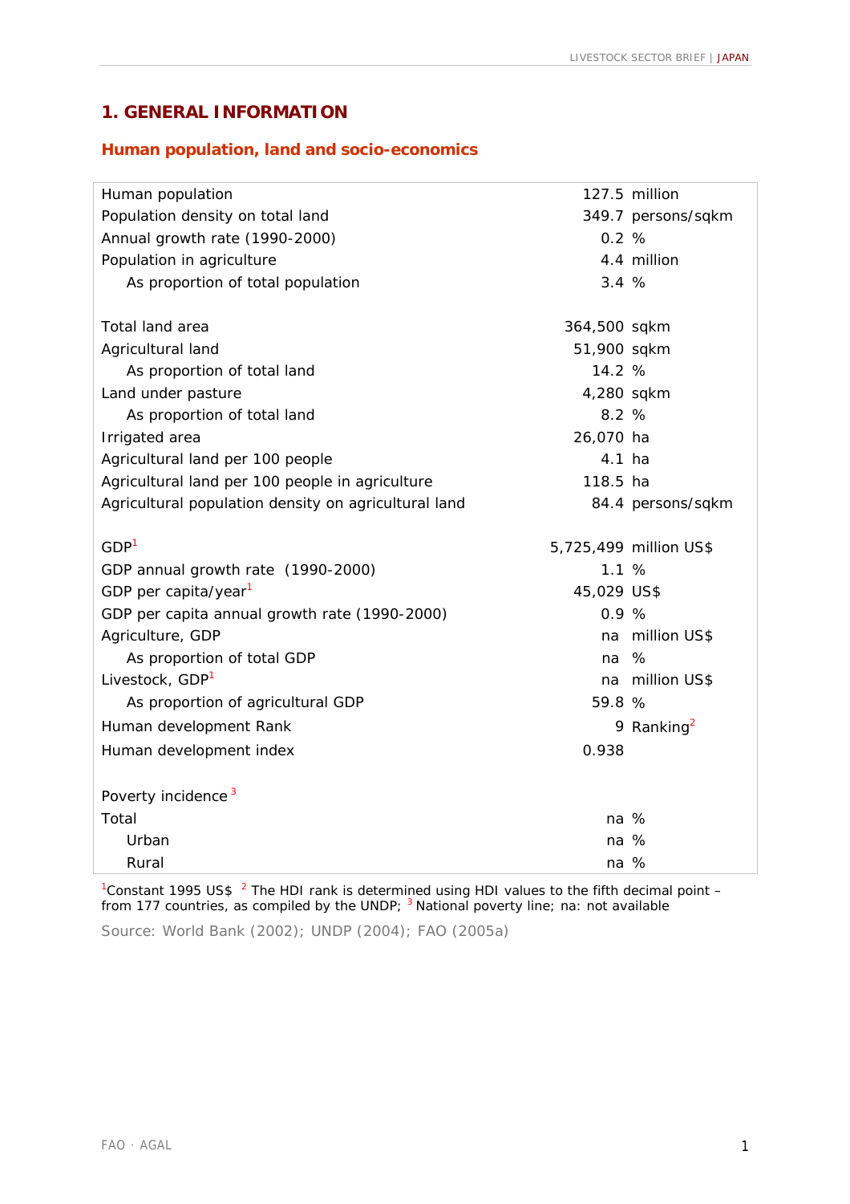# 1. GENERAL INFORMATION

## Human population, land and socio-economics

| | | |
|---|---|---|
| Human population | 127.5 | million |
| Population density on total land | 349.7 | persons/sqkm |
| Annual growth rate (1990-2000) | 0.2 | % |
| Population in agriculture | 4.4 | million |
| As proportion of total population | 3.4 | % |
| | | |
| Total land area | 364,500 | sqkm |
| Agricultural land | 51,900 | sqkm |
| As proportion of total land | 14.2 | % |
| Land under pasture | 4,280 | sqkm |
| As proportion of total land | 8.2 | % |
| Irrigated area | 26,070 | ha |
| Agricultural land per 100 people | 4.1 | ha |
| Agricultural land per 100 people in agriculture | 118.5 | ha |
| Agricultural population density on agricultural land | 84.4 | persons/sqkm |
| | | |
| GDP[1] | 5,725,499 | million US$ |
| GDP annual growth rate (1990-2000) | 1.1 | % |
| GDP per capita/year[1] | 45,029 | US$ |
| GDP per capita annual growth rate (1990-2000) | 0.9 | % |
| Agriculture, GDP | na | million US$ |
| As proportion of total GDP | na | % |
| Livestock, GDP[1] | na | million US$ |
| As proportion of agricultural GDP | 59.8 | % |
| Human development Rank | 9 | Ranking[2] |
| Human development index | 0.938 | |
| | | |
| Poverty incidence [3] | | |
| Total | na | % |
| Urban | na | % |
| Rural | na | % |

[1]Constant 1995 US$ [2] The HDI rank is determined using HDI values to the fifth decimal point – from 177 countries, as compiled by the UNDP; [3] National poverty line; na: not available

Source: World Bank (2002); UNDP (2004); FAO (2005a)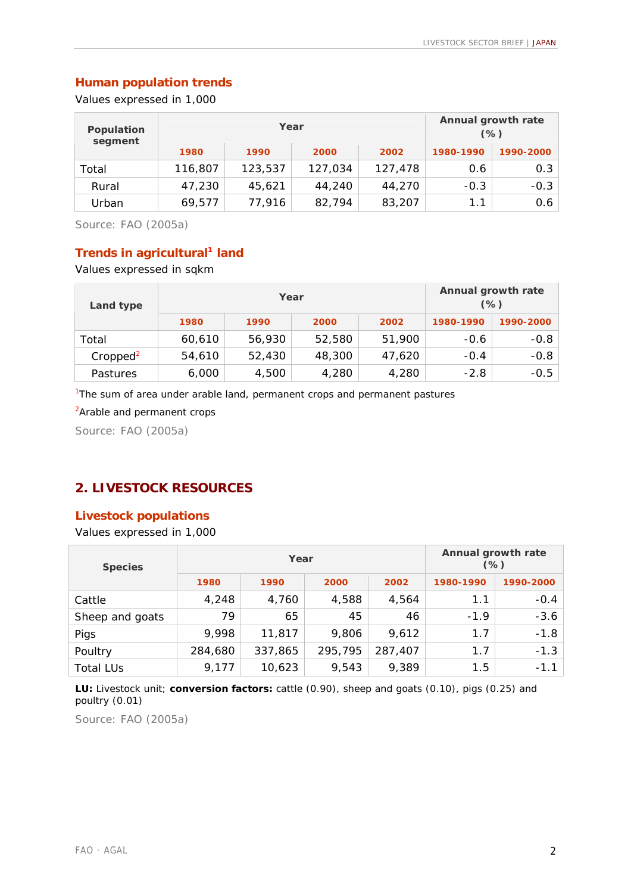### Human population trends

Values expressed in 1,000

| Population segment | Year | | | | Annual growth rate (%) | |
|---|---|---|---|---|---|---|
| | 1980 | 1990 | 2000 | 2002 | 1980-1990 | 1990-2000 |
| Total | 116,807 | 123,537 | 127,034 | 127,478 | 0.6 | 0.3 |
| Rural | 47,230 | 45,621 | 44,240 | 44,270 | -0.3 | -0.3 |
| Urban | 69,577 | 77,916 | 82,794 | 83,207 | 1.1 | 0.6 |

Source: FAO (2005a)

### Trends in agricultural[1] land

Values expressed in sqkm

| Land type | Year | | | | Annual growth rate (%) | |
|---|---|---|---|---|---|---|
| | 1980 | 1990 | 2000 | 2002 | 1980-1990 | 1990-2000 |
| Total | 60,610 | 56,930 | 52,580 | 51,900 | -0.6 | -0.8 |
| Cropped[2] | 54,610 | 52,430 | 48,300 | 47,620 | -0.4 | -0.8 |
| Pastures | 6,000 | 4,500 | 4,280 | 4,280 | -2.8 | -0.5 |

[1]The sum of area under arable land, permanent crops and permanent pastures

[2]Arable and permanent crops

Source: FAO (2005a)

## 2. LIVESTOCK RESOURCES

### Livestock populations

Values expressed in 1,000

| Species | Year | | | | Annual growth rate (%) | |
|---|---|---|---|---|---|---|
| | 1980 | 1990 | 2000 | 2002 | 1980-1990 | 1990-2000 |
| Cattle | 4,248 | 4,760 | 4,588 | 4,564 | 1.1 | -0.4 |
| Sheep and goats | 79 | 65 | 45 | 46 | -1.9 | -3.6 |
| Pigs | 9,998 | 11,817 | 9,806 | 9,612 | 1.7 | -1.8 |
| Poultry | 284,680 | 337,865 | 295,795 | 287,407 | 1.7 | -1.3 |
| Total LUs | 9,177 | 10,623 | 9,543 | 9,389 | 1.5 | -1.1 |

**LU:** Livestock unit; **conversion factors:** cattle (0.90), sheep and goats (0.10), pigs (0.25) and poultry (0.01)

Source: FAO (2005a)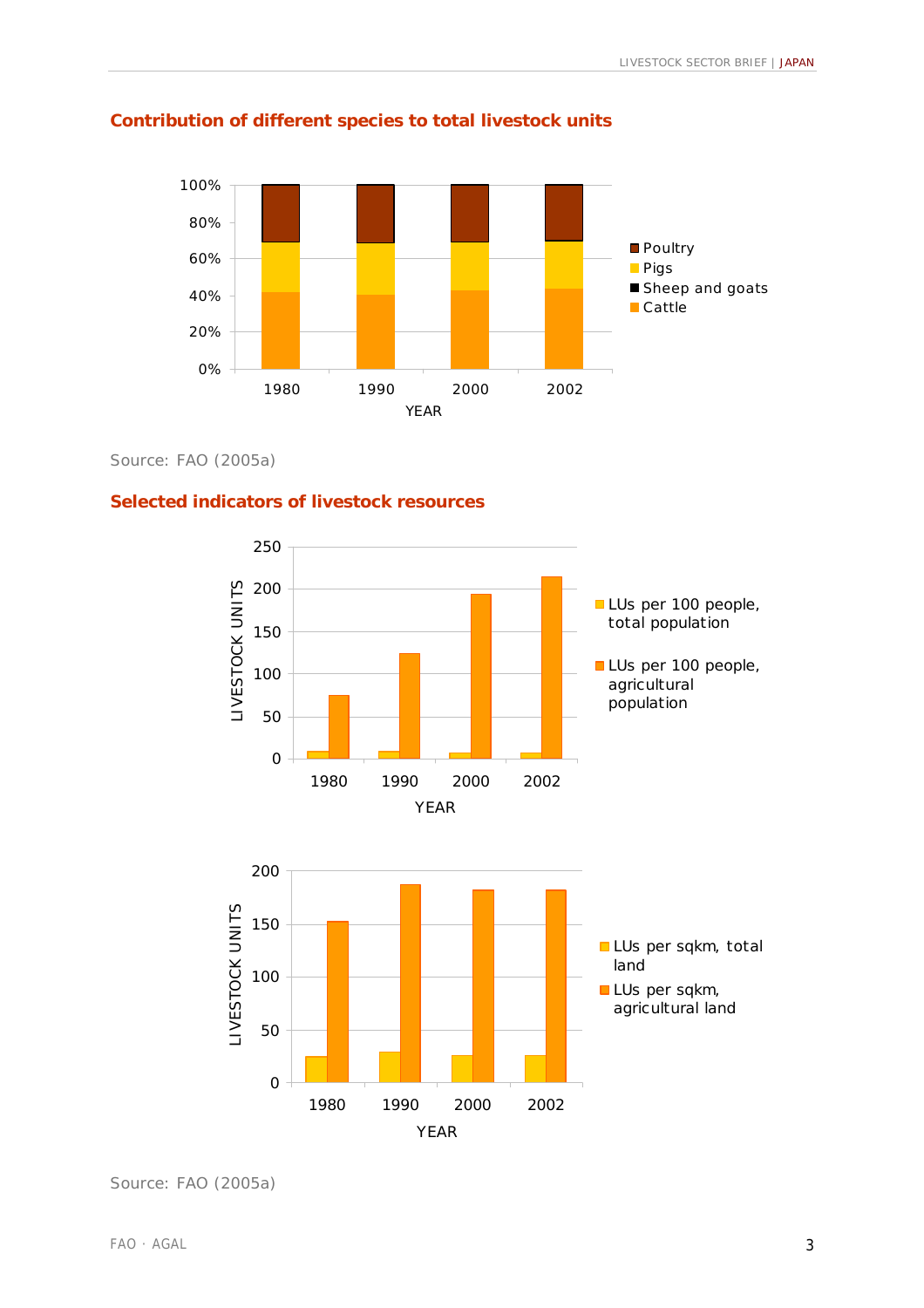## Contribution of different species to total livestock units

Source: FAO (2005a)

## Selected indicators of livestock resources

Source: FAO (2005a)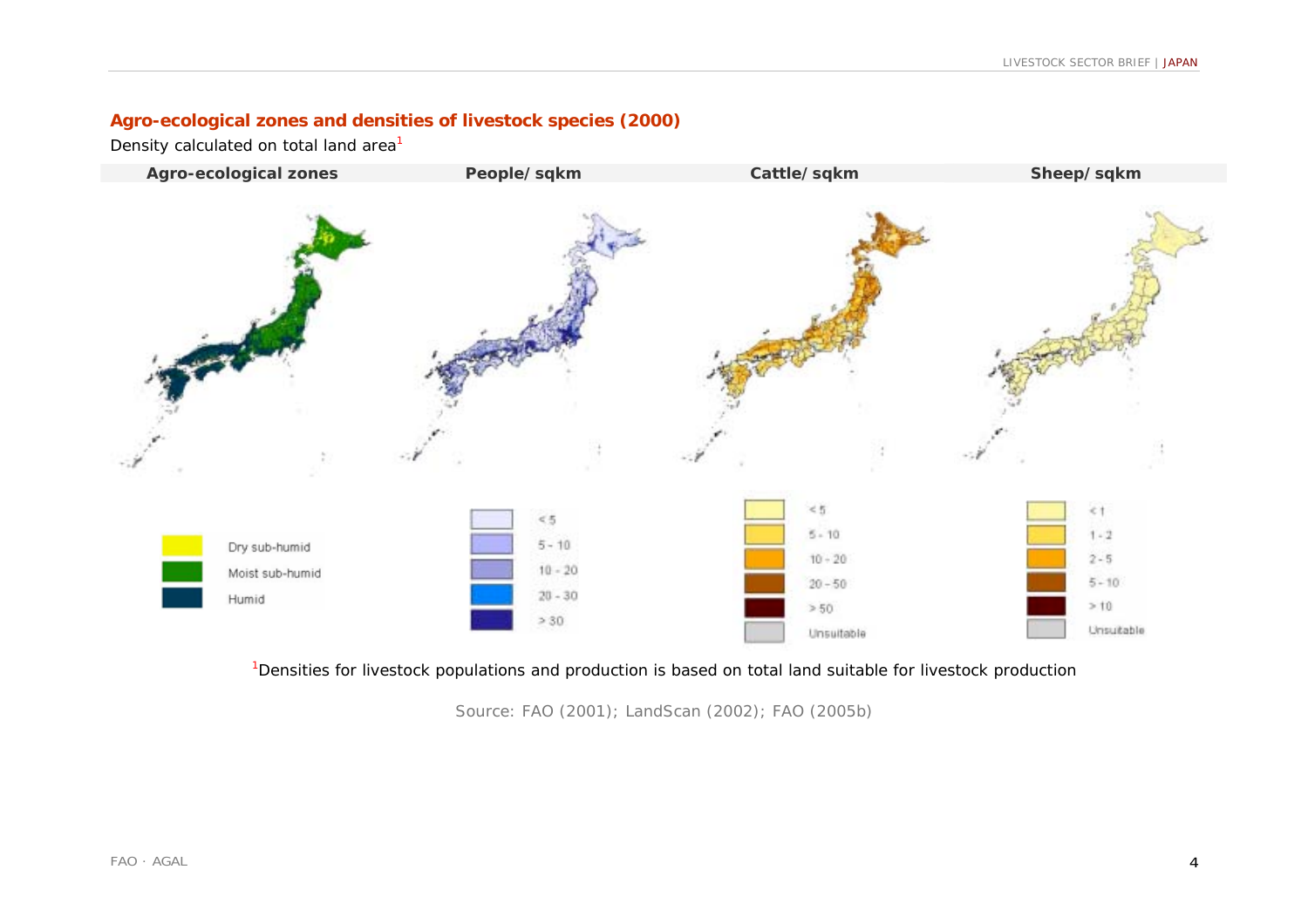## Agro-ecological zones and densities of livestock species (2000)

Density calculated on total land area[1]

| Agro-ecological zones | People/ sqkm | Cattle/ sqkm | Sheep/ sqkm |
|---|---|---|---|

Dry sub-humid
Moist sub-humid
Humid

< 5
5 - 10
10 - 20
20 - 30
> 30

< 5
5 - 10
10 - 20
20 - 50
> 50
Unsuitable

< 1
1 - 2
2 - 5
5 - 10
> 10
Unsuitable

[1]Densities for livestock populations and production is based on total land suitable for livestock production

Source: FAO (2001); LandScan (2002); FAO (2005b)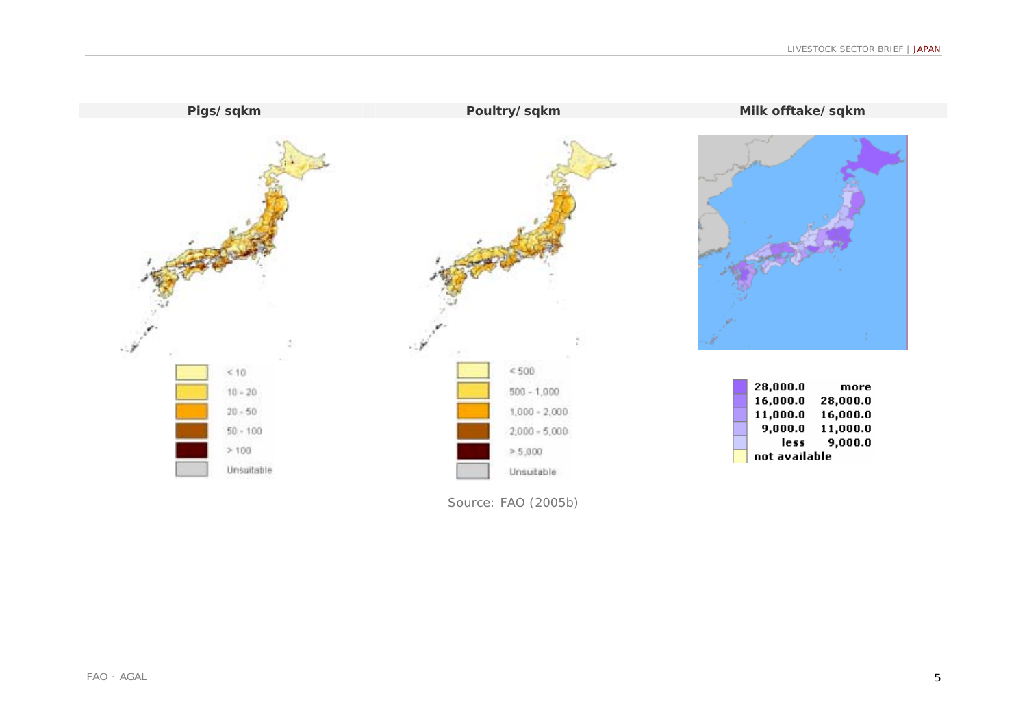| Pigs/ sqkm | Poultry/ sqkm | Milk offtake/ sqkm |
| --- | --- | --- |

**Pigs/ sqkm**

| | |
| --- | --- |
| | < 10 |
| | 10 - 20 |
| | 20 - 50 |
| | 50 - 100 |
| | > 100 |
| | Unsuitable |

**Poultry/ sqkm**

| | |
| --- | --- |
| | < 500 |
| | 500 - 1,000 |
| | 1,000 - 2,000 |
| | 2,000 - 5,000 |
| | > 5,000 |
| | Unsuitable |

**Milk offtake/ sqkm**

| | |
| --- | --- |
| 28,000.0 | more |
| 16,000.0 | 28,000.0 |
| 11,000.0 | 16,000.0 |
| 9,000.0 | 11,000.0 |
| less | 9,000.0 |
| not available | |

Source: FAO (2005b)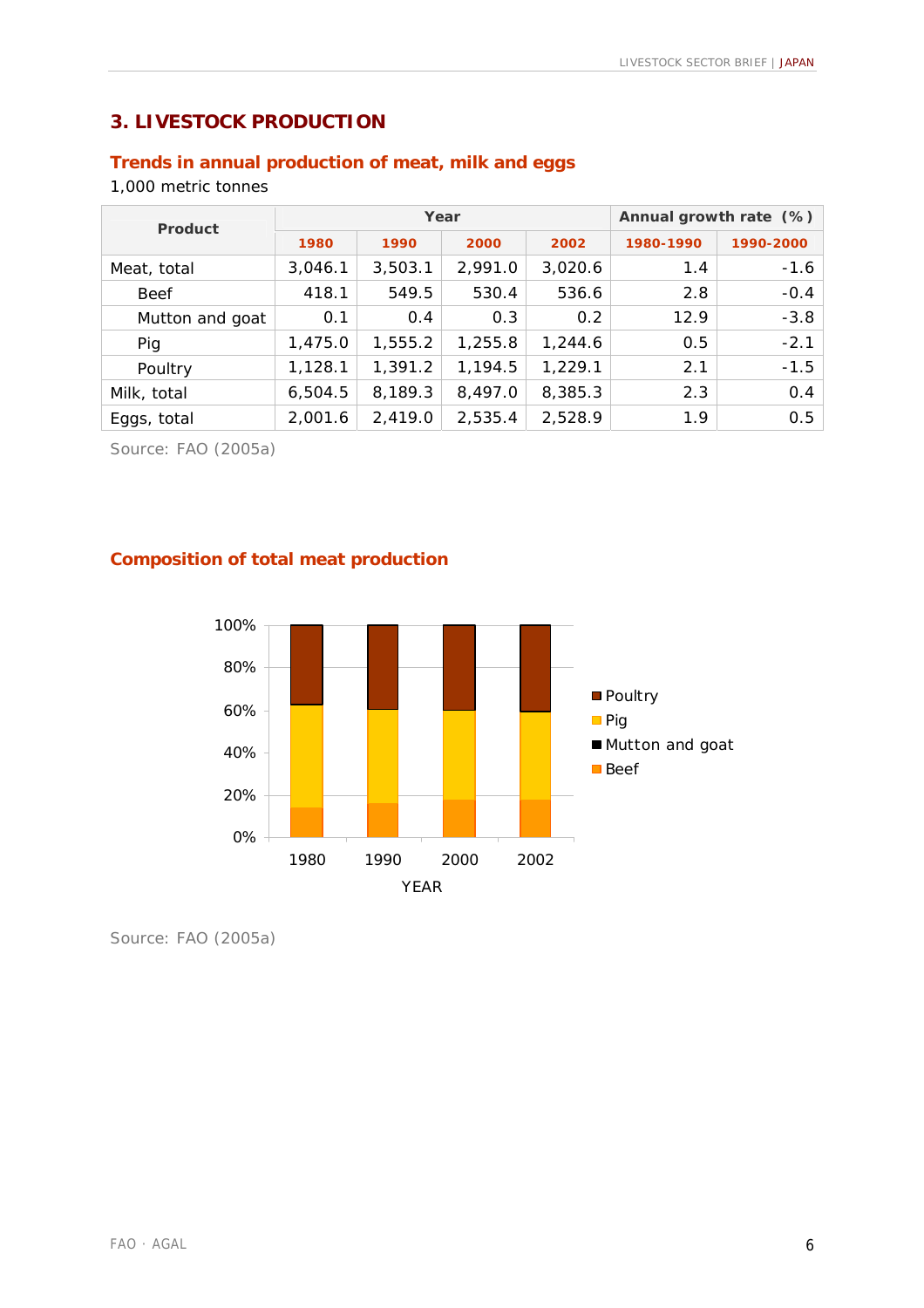## 3. LIVESTOCK PRODUCTION

### Trends in annual production of meat, milk and eggs

1,000 metric tonnes

| Product | Year | | | | Annual growth rate (%) | |
|---|---|---|---|---|---|---|
| | 1980 | 1990 | 2000 | 2002 | 1980-1990 | 1990-2000 |
| Meat, total | 3,046.1 | 3,503.1 | 2,991.0 | 3,020.6 | 1.4 | -1.6 |
| Beef | 418.1 | 549.5 | 530.4 | 536.6 | 2.8 | -0.4 |
| Mutton and goat | 0.1 | 0.4 | 0.3 | 0.2 | 12.9 | -3.8 |
| Pig | 1,475.0 | 1,555.2 | 1,255.8 | 1,244.6 | 0.5 | -2.1 |
| Poultry | 1,128.1 | 1,391.2 | 1,194.5 | 1,229.1 | 2.1 | -1.5 |
| Milk, total | 6,504.5 | 8,189.3 | 8,497.0 | 8,385.3 | 2.3 | 0.4 |
| Eggs, total | 2,001.6 | 2,419.0 | 2,535.4 | 2,528.9 | 1.9 | 0.5 |

Source: FAO (2005a)

### Composition of total meat production

Source: FAO (2005a)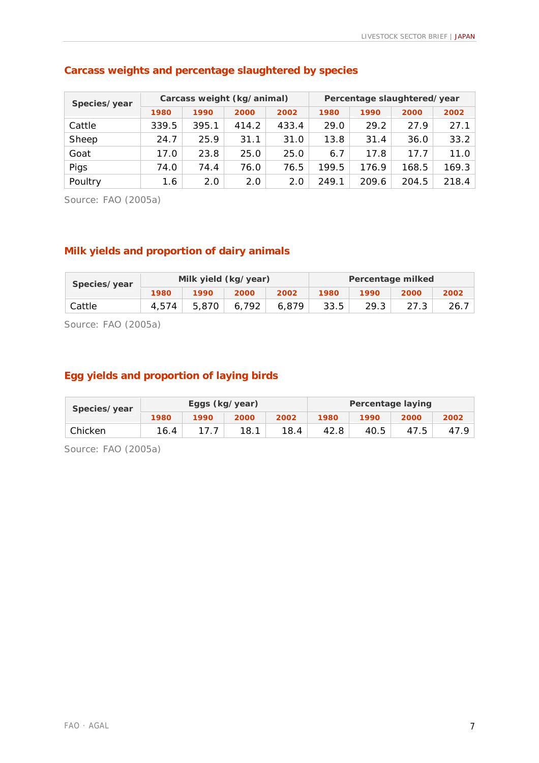## Carcass weights and percentage slaughtered by species

| Species/ year | Carcass weight (kg/ animal) | | | | Percentage slaughtered/ year | | | |
|---|---|---|---|---|---|---|---|---|
| | 1980 | 1990 | 2000 | 2002 | 1980 | 1990 | 2000 | 2002 |
| Cattle | 339.5 | 395.1 | 414.2 | 433.4 | 29.0 | 29.2 | 27.9 | 27.1 |
| Sheep | 24.7 | 25.9 | 31.1 | 31.0 | 13.8 | 31.4 | 36.0 | 33.2 |
| Goat | 17.0 | 23.8 | 25.0 | 25.0 | 6.7 | 17.8 | 17.7 | 11.0 |
| Pigs | 74.0 | 74.4 | 76.0 | 76.5 | 199.5 | 176.9 | 168.5 | 169.3 |
| Poultry | 1.6 | 2.0 | 2.0 | 2.0 | 249.1 | 209.6 | 204.5 | 218.4 |

Source: FAO (2005a)

## Milk yields and proportion of dairy animals

| Species/ year | Milk yield (kg/ year) | | | | Percentage milked | | | |
|---|---|---|---|---|---|---|---|---|
| | 1980 | 1990 | 2000 | 2002 | 1980 | 1990 | 2000 | 2002 |
| Cattle | 4,574 | 5,870 | 6,792 | 6,879 | 33.5 | 29.3 | 27.3 | 26.7 |

Source: FAO (2005a)

## Egg yields and proportion of laying birds

| Species/ year | Eggs (kg/ year) | | | | Percentage laying | | | |
|---|---|---|---|---|---|---|---|---|
| | 1980 | 1990 | 2000 | 2002 | 1980 | 1990 | 2000 | 2002 |
| Chicken | 16.4 | 17.7 | 18.1 | 18.4 | 42.8 | 40.5 | 47.5 | 47.9 |

Source: FAO (2005a)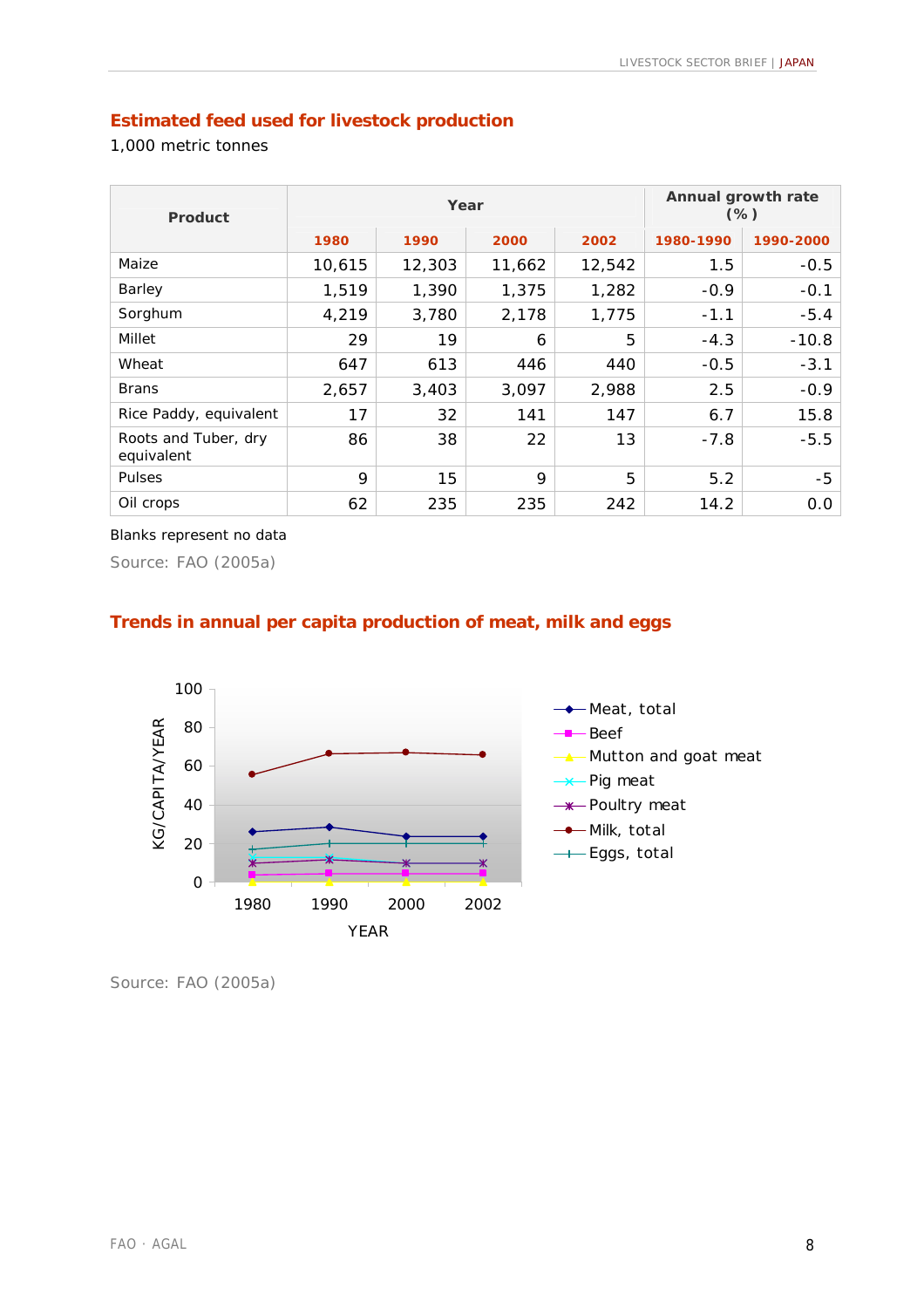## Estimated feed used for livestock production

1,000 metric tonnes

| Product | Year | | | | Annual growth rate (%) | |
|---|---|---|---|---|---|---|
| | 1980 | 1990 | 2000 | 2002 | 1980-1990 | 1990-2000 |
| Maize | 10,615 | 12,303 | 11,662 | 12,542 | 1.5 | -0.5 |
| Barley | 1,519 | 1,390 | 1,375 | 1,282 | -0.9 | -0.1 |
| Sorghum | 4,219 | 3,780 | 2,178 | 1,775 | -1.1 | -5.4 |
| Millet | 29 | 19 | 6 | 5 | -4.3 | -10.8 |
| Wheat | 647 | 613 | 446 | 440 | -0.5 | -3.1 |
| Brans | 2,657 | 3,403 | 3,097 | 2,988 | 2.5 | -0.9 |
| Rice Paddy, equivalent | 17 | 32 | 141 | 147 | 6.7 | 15.8 |
| Roots and Tuber, dry equivalent | 86 | 38 | 22 | 13 | -7.8 | -5.5 |
| Pulses | 9 | 15 | 9 | 5 | 5.2 | -5 |
| Oil crops | 62 | 235 | 235 | 242 | 14.2 | 0.0 |

Blanks represent no data

Source: FAO (2005a)

## Trends in annual per capita production of meat, milk and eggs

Source: FAO (2005a)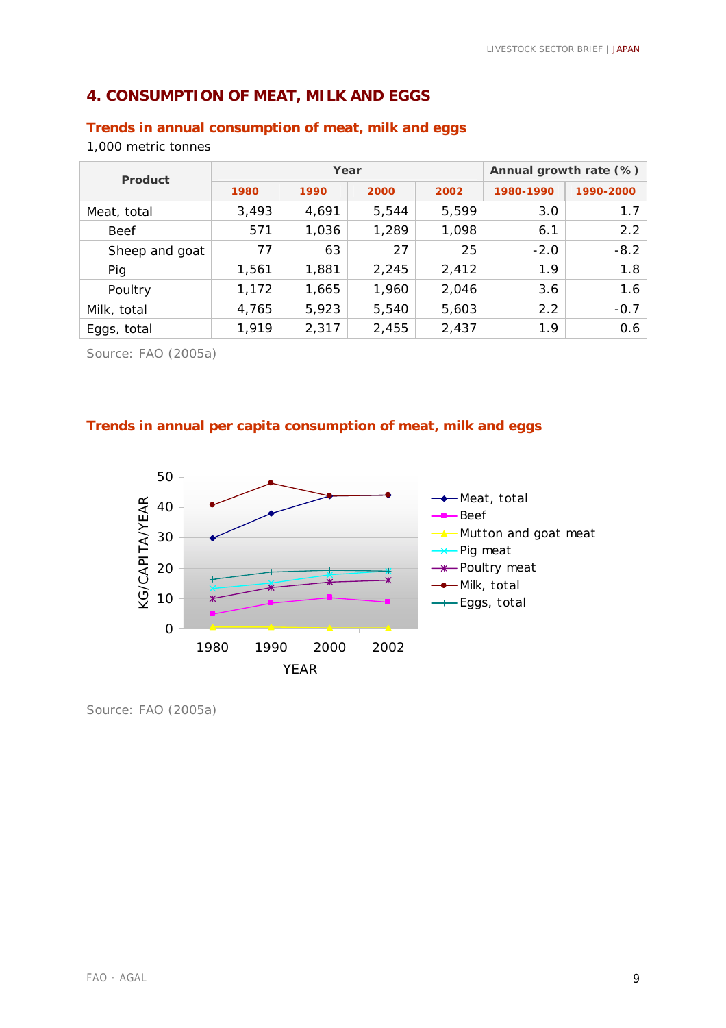## 4. CONSUMPTION OF MEAT, MILK AND EGGS

### Trends in annual consumption of meat, milk and eggs

1,000 metric tonnes

| Product | Year | | | | Annual growth rate (%) | |
|---|---|---|---|---|---|---|
| | 1980 | 1990 | 2000 | 2002 | 1980-1990 | 1990-2000 |
| Meat, total | 3,493 | 4,691 | 5,544 | 5,599 | 3.0 | 1.7 |
| Beef | 571 | 1,036 | 1,289 | 1,098 | 6.1 | 2.2 |
| Sheep and goat | 77 | 63 | 27 | 25 | -2.0 | -8.2 |
| Pig | 1,561 | 1,881 | 2,245 | 2,412 | 1.9 | 1.8 |
| Poultry | 1,172 | 1,665 | 1,960 | 2,046 | 3.6 | 1.6 |
| Milk, total | 4,765 | 5,923 | 5,540 | 5,603 | 2.2 | -0.7 |
| Eggs, total | 1,919 | 2,317 | 2,455 | 2,437 | 1.9 | 0.6 |

Source: FAO (2005a)

### Trends in annual per capita consumption of meat, milk and eggs

Source: FAO (2005a)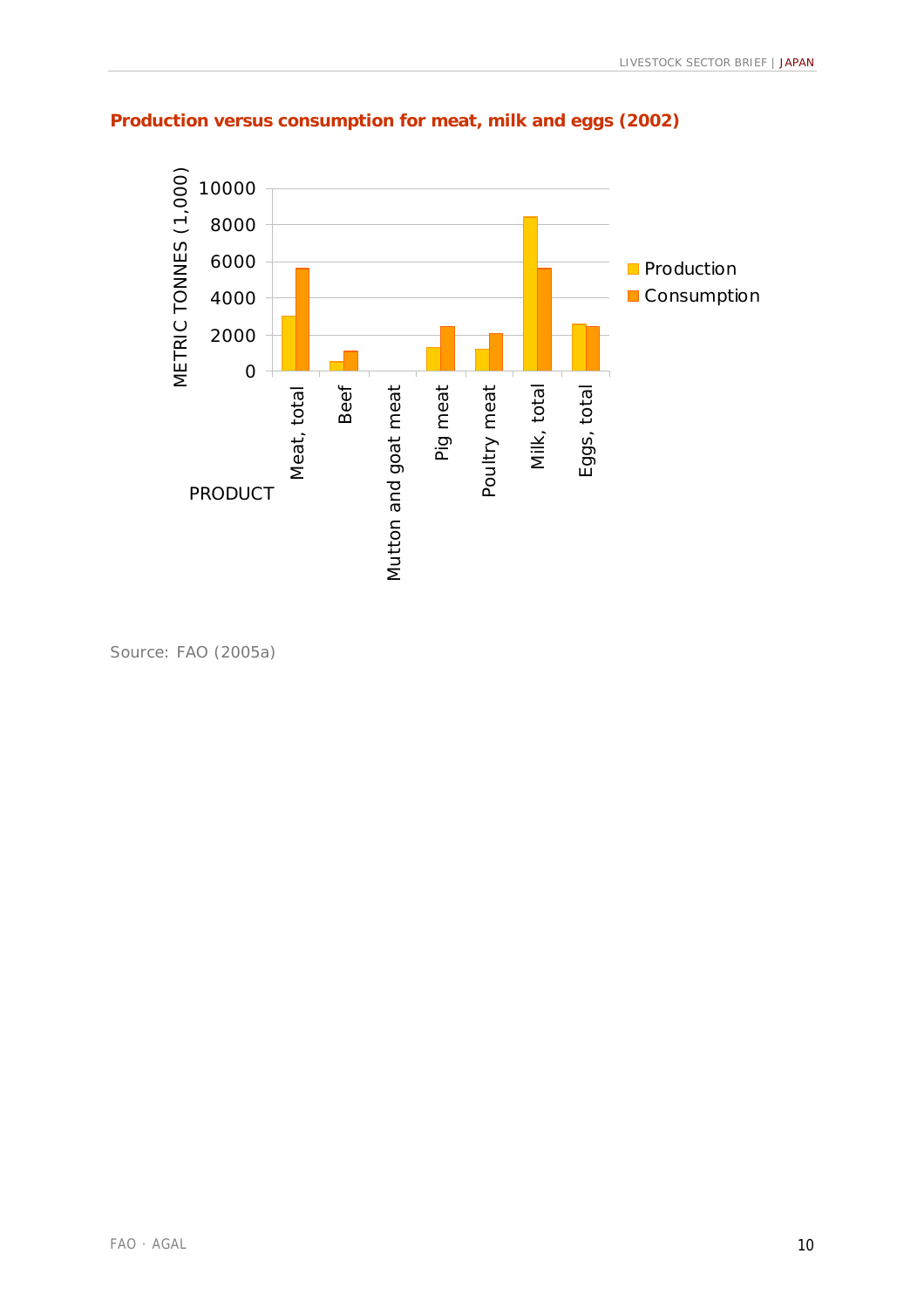**Production versus consumption for meat, milk and eggs (2002)**

Source: FAO (2005a)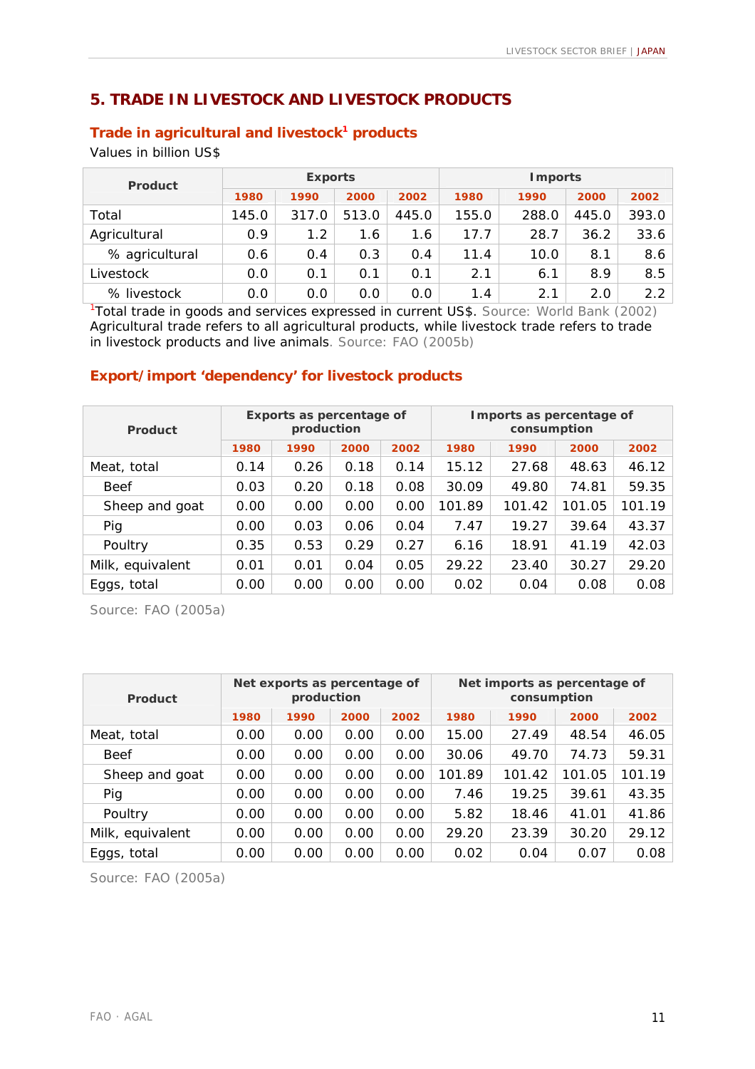## 5. TRADE IN LIVESTOCK AND LIVESTOCK PRODUCTS

### Trade in agricultural and livestock[1] products

Values in billion US$

| Product | Exports | | | | Imports | | | |
|---|---|---|---|---|---|---|---|---|
| | 1980 | 1990 | 2000 | 2002 | 1980 | 1990 | 2000 | 2002 |
| Total | 145.0 | 317.0 | 513.0 | 445.0 | 155.0 | 288.0 | 445.0 | 393.0 |
| Agricultural | 0.9 | 1.2 | 1.6 | 1.6 | 17.7 | 28.7 | 36.2 | 33.6 |
| % agricultural | 0.6 | 0.4 | 0.3 | 0.4 | 11.4 | 10.0 | 8.1 | 8.6 |
| Livestock | 0.0 | 0.1 | 0.1 | 0.1 | 2.1 | 6.1 | 8.9 | 8.5 |
| % livestock | 0.0 | 0.0 | 0.0 | 0.0 | 1.4 | 2.1 | 2.0 | 2.2 |

[1]Total trade in goods and services expressed in current US$. Source: World Bank (2002)
Agricultural trade refers to all agricultural products, while livestock trade refers to trade in livestock products and live animals. Source: FAO (2005b)

### Export/import 'dependency' for livestock products

| Product | Exports as percentage of production | | | | Imports as percentage of consumption | | | |
|---|---|---|---|---|---|---|---|---|
| | 1980 | 1990 | 2000 | 2002 | 1980 | 1990 | 2000 | 2002 |
| Meat, total | 0.14 | 0.26 | 0.18 | 0.14 | 15.12 | 27.68 | 48.63 | 46.12 |
| Beef | 0.03 | 0.20 | 0.18 | 0.08 | 30.09 | 49.80 | 74.81 | 59.35 |
| Sheep and goat | 0.00 | 0.00 | 0.00 | 0.00 | 101.89 | 101.42 | 101.05 | 101.19 |
| Pig | 0.00 | 0.03 | 0.06 | 0.04 | 7.47 | 19.27 | 39.64 | 43.37 |
| Poultry | 0.35 | 0.53 | 0.29 | 0.27 | 6.16 | 18.91 | 41.19 | 42.03 |
| Milk, equivalent | 0.01 | 0.01 | 0.04 | 0.05 | 29.22 | 23.40 | 30.27 | 29.20 |
| Eggs, total | 0.00 | 0.00 | 0.00 | 0.00 | 0.02 | 0.04 | 0.08 | 0.08 |

Source: FAO (2005a)

| Product | Net exports as percentage of production | | | | Net imports as percentage of consumption | | | |
|---|---|---|---|---|---|---|---|---|
| | 1980 | 1990 | 2000 | 2002 | 1980 | 1990 | 2000 | 2002 |
| Meat, total | 0.00 | 0.00 | 0.00 | 0.00 | 15.00 | 27.49 | 48.54 | 46.05 |
| Beef | 0.00 | 0.00 | 0.00 | 0.00 | 30.06 | 49.70 | 74.73 | 59.31 |
| Sheep and goat | 0.00 | 0.00 | 0.00 | 0.00 | 101.89 | 101.42 | 101.05 | 101.19 |
| Pig | 0.00 | 0.00 | 0.00 | 0.00 | 7.46 | 19.25 | 39.61 | 43.35 |
| Poultry | 0.00 | 0.00 | 0.00 | 0.00 | 5.82 | 18.46 | 41.01 | 41.86 |
| Milk, equivalent | 0.00 | 0.00 | 0.00 | 0.00 | 29.20 | 23.39 | 30.20 | 29.12 |
| Eggs, total | 0.00 | 0.00 | 0.00 | 0.00 | 0.02 | 0.04 | 0.07 | 0.08 |

Source: FAO (2005a)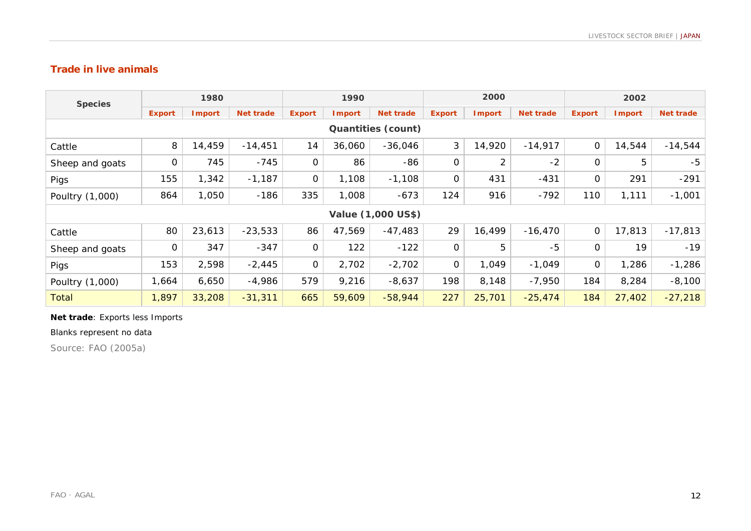## Trade in live animals

| Species | 1980 | | | 1990 | | | 2000 | | | 2002 | | |
|---|---|---|---|---|---|---|---|---|---|---|---|---|
| | Export | Import | Net trade | Export | Import | Net trade | Export | Import | Net trade | Export | Import | Net trade |
| **Quantities (count)** | | | | | | | | | | | | |
| Cattle | 8 | 14,459 | -14,451 | 14 | 36,060 | -36,046 | 3 | 14,920 | -14,917 | 0 | 14,544 | -14,544 |
| Sheep and goats | 0 | 745 | -745 | 0 | 86 | -86 | 0 | 2 | -2 | 0 | 5 | -5 |
| Pigs | 155 | 1,342 | -1,187 | 0 | 1,108 | -1,108 | 0 | 431 | -431 | 0 | 291 | -291 |
| Poultry (1,000) | 864 | 1,050 | -186 | 335 | 1,008 | -673 | 124 | 916 | -792 | 110 | 1,111 | -1,001 |
| **Value (1,000 US$)** | | | | | | | | | | | | |
| Cattle | 80 | 23,613 | -23,533 | 86 | 47,569 | -47,483 | 29 | 16,499 | -16,470 | 0 | 17,813 | -17,813 |
| Sheep and goats | 0 | 347 | -347 | 0 | 122 | -122 | 0 | 5 | -5 | 0 | 19 | -19 |
| Pigs | 153 | 2,598 | -2,445 | 0 | 2,702 | -2,702 | 0 | 1,049 | -1,049 | 0 | 1,286 | -1,286 |
| Poultry (1,000) | 1,664 | 6,650 | -4,986 | 579 | 9,216 | -8,637 | 198 | 8,148 | -7,950 | 184 | 8,284 | -8,100 |
| Total | 1,897 | 33,208 | -31,311 | 665 | 59,609 | -58,944 | 227 | 25,701 | -25,474 | 184 | 27,402 | -27,218 |

**Net trade**: Exports less Imports

Blanks represent no data

Source: FAO (2005a)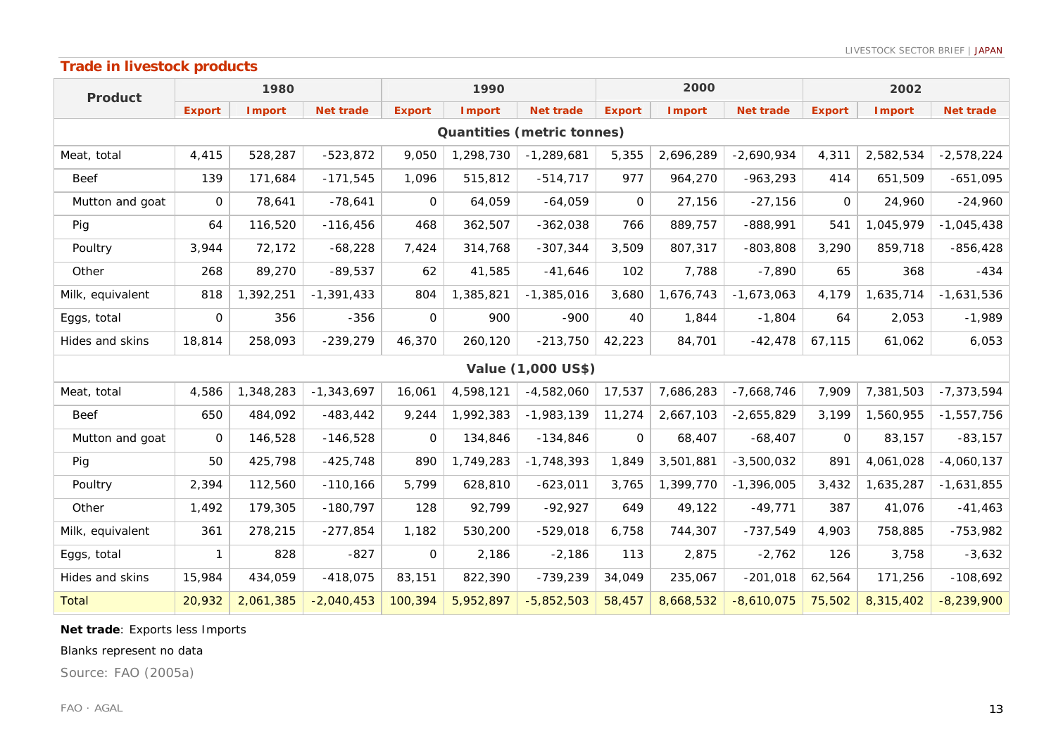## Trade in livestock products

| Product | 1980 | | | 1990 | | | 2000 | | | 2002 | | |
|---|---|---|---|---|---|---|---|---|---|---|---|---|
| | Export | Import | Net trade | Export | Import | Net trade | Export | Import | Net trade | Export | Import | Net trade |
| **Quantities (metric tonnes)** | | | | | | | | | | | | |
| Meat, total | 4,415 | 528,287 | -523,872 | 9,050 | 1,298,730 | -1,289,681 | 5,355 | 2,696,289 | -2,690,934 | 4,311 | 2,582,534 | -2,578,224 |
| Beef | 139 | 171,684 | -171,545 | 1,096 | 515,812 | -514,717 | 977 | 964,270 | -963,293 | 414 | 651,509 | -651,095 |
| Mutton and goat | 0 | 78,641 | -78,641 | 0 | 64,059 | -64,059 | 0 | 27,156 | -27,156 | 0 | 24,960 | -24,960 |
| Pig | 64 | 116,520 | -116,456 | 468 | 362,507 | -362,038 | 766 | 889,757 | -888,991 | 541 | 1,045,979 | -1,045,438 |
| Poultry | 3,944 | 72,172 | -68,228 | 7,424 | 314,768 | -307,344 | 3,509 | 807,317 | -803,808 | 3,290 | 859,718 | -856,428 |
| Other | 268 | 89,270 | -89,537 | 62 | 41,585 | -41,646 | 102 | 7,788 | -7,890 | 65 | 368 | -434 |
| Milk, equivalent | 818 | 1,392,251 | -1,391,433 | 804 | 1,385,821 | -1,385,016 | 3,680 | 1,676,743 | -1,673,063 | 4,179 | 1,635,714 | -1,631,536 |
| Eggs, total | 0 | 356 | -356 | 0 | 900 | -900 | 40 | 1,844 | -1,804 | 64 | 2,053 | -1,989 |
| Hides and skins | 18,814 | 258,093 | -239,279 | 46,370 | 260,120 | -213,750 | 42,223 | 84,701 | -42,478 | 67,115 | 61,062 | 6,053 |
| **Value (1,000 US$)** | | | | | | | | | | | | |
| Meat, total | 4,586 | 1,348,283 | -1,343,697 | 16,061 | 4,598,121 | -4,582,060 | 17,537 | 7,686,283 | -7,668,746 | 7,909 | 7,381,503 | -7,373,594 |
| Beef | 650 | 484,092 | -483,442 | 9,244 | 1,992,383 | -1,983,139 | 11,274 | 2,667,103 | -2,655,829 | 3,199 | 1,560,955 | -1,557,756 |
| Mutton and goat | 0 | 146,528 | -146,528 | 0 | 134,846 | -134,846 | 0 | 68,407 | -68,407 | 0 | 83,157 | -83,157 |
| Pig | 50 | 425,798 | -425,748 | 890 | 1,749,283 | -1,748,393 | 1,849 | 3,501,881 | -3,500,032 | 891 | 4,061,028 | -4,060,137 |
| Poultry | 2,394 | 112,560 | -110,166 | 5,799 | 628,810 | -623,011 | 3,765 | 1,399,770 | -1,396,005 | 3,432 | 1,635,287 | -1,631,855 |
| Other | 1,492 | 179,305 | -180,797 | 128 | 92,799 | -92,927 | 649 | 49,122 | -49,771 | 387 | 41,076 | -41,463 |
| Milk, equivalent | 361 | 278,215 | -277,854 | 1,182 | 530,200 | -529,018 | 6,758 | 744,307 | -737,549 | 4,903 | 758,885 | -753,982 |
| Eggs, total | 1 | 828 | -827 | 0 | 2,186 | -2,186 | 113 | 2,875 | -2,762 | 126 | 3,758 | -3,632 |
| Hides and skins | 15,984 | 434,059 | -418,075 | 83,151 | 822,390 | -739,239 | 34,049 | 235,067 | -201,018 | 62,564 | 171,256 | -108,692 |
| Total | 20,932 | 2,061,385 | -2,040,453 | 100,394 | 5,952,897 | -5,852,503 | 58,457 | 8,668,532 | -8,610,075 | 75,502 | 8,315,402 | -8,239,900 |

**Net trade**: Exports less Imports

Blanks represent no data

Source: FAO (2005a)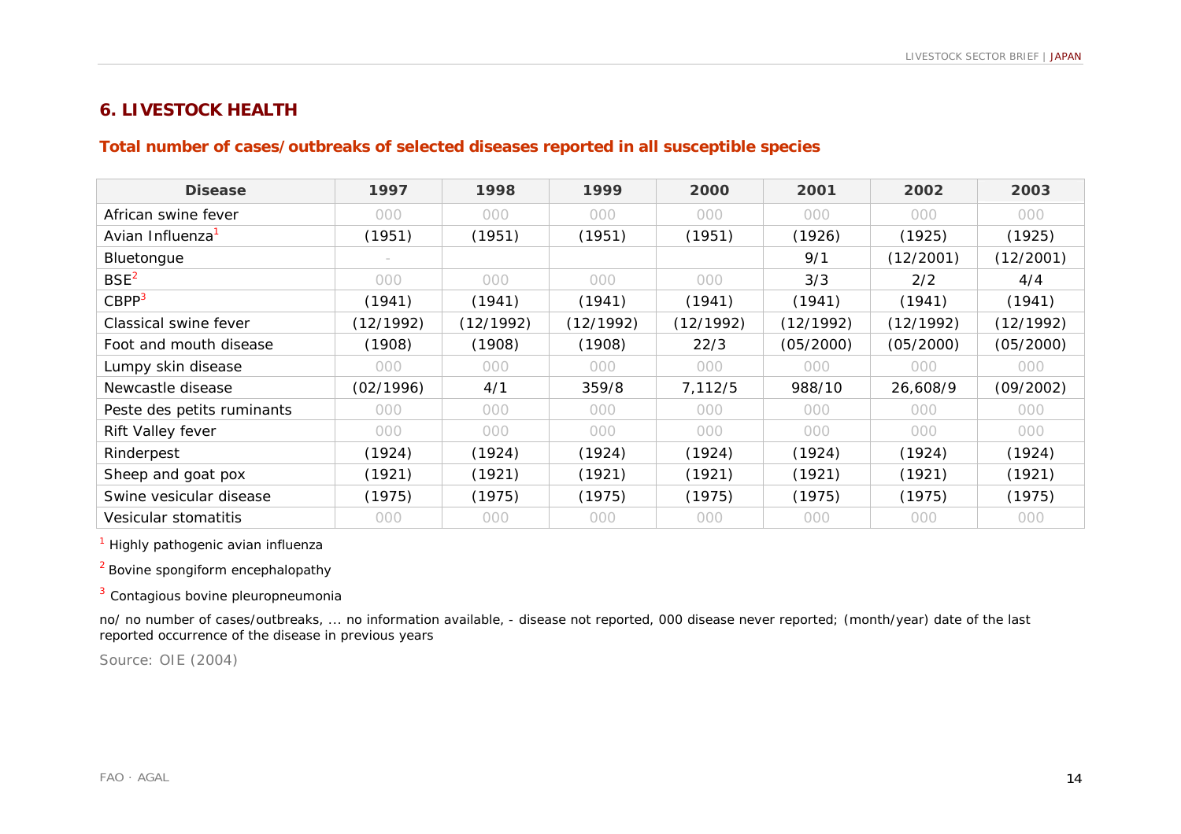## 6. LIVESTOCK HEALTH

### Total number of cases/outbreaks of selected diseases reported in all susceptible species

| Disease | 1997 | 1998 | 1999 | 2000 | 2001 | 2002 | 2003 |
|---|---|---|---|---|---|---|---|
| African swine fever | 000 | 000 | 000 | 000 | 000 | 000 | 000 |
| Avian Influenza[1] | (1951) | (1951) | (1951) | (1951) | (1926) | (1925) | (1925) |
| Bluetongue | - | | | | 9/1 | (12/2001) | (12/2001) |
| BSE[2] | 000 | 000 | 000 | 000 | 3/3 | 2/2 | 4/4 |
| CBPP[3] | (1941) | (1941) | (1941) | (1941) | (1941) | (1941) | (1941) |
| Classical swine fever | (12/1992) | (12/1992) | (12/1992) | (12/1992) | (12/1992) | (12/1992) | (12/1992) |
| Foot and mouth disease | (1908) | (1908) | (1908) | 22/3 | (05/2000) | (05/2000) | (05/2000) |
| Lumpy skin disease | 000 | 000 | 000 | 000 | 000 | 000 | 000 |
| Newcastle disease | (02/1996) | 4/1 | 359/8 | 7,112/5 | 988/10 | 26,608/9 | (09/2002) |
| Peste des petits ruminants | 000 | 000 | 000 | 000 | 000 | 000 | 000 |
| Rift Valley fever | 000 | 000 | 000 | 000 | 000 | 000 | 000 |
| Rinderpest | (1924) | (1924) | (1924) | (1924) | (1924) | (1924) | (1924) |
| Sheep and goat pox | (1921) | (1921) | (1921) | (1921) | (1921) | (1921) | (1921) |
| Swine vesicular disease | (1975) | (1975) | (1975) | (1975) | (1975) | (1975) | (1975) |
| Vesicular stomatitis | 000 | 000 | 000 | 000 | 000 | 000 | 000 |

[1] Highly pathogenic avian influenza

[2] Bovine spongiform encephalopathy

[3] Contagious bovine pleuropneumonia

no/ no number of cases/outbreaks, ... no information available, - disease not reported, 000 disease never reported; (month/year) date of the last reported occurrence of the disease in previous years

Source: OIE (2004)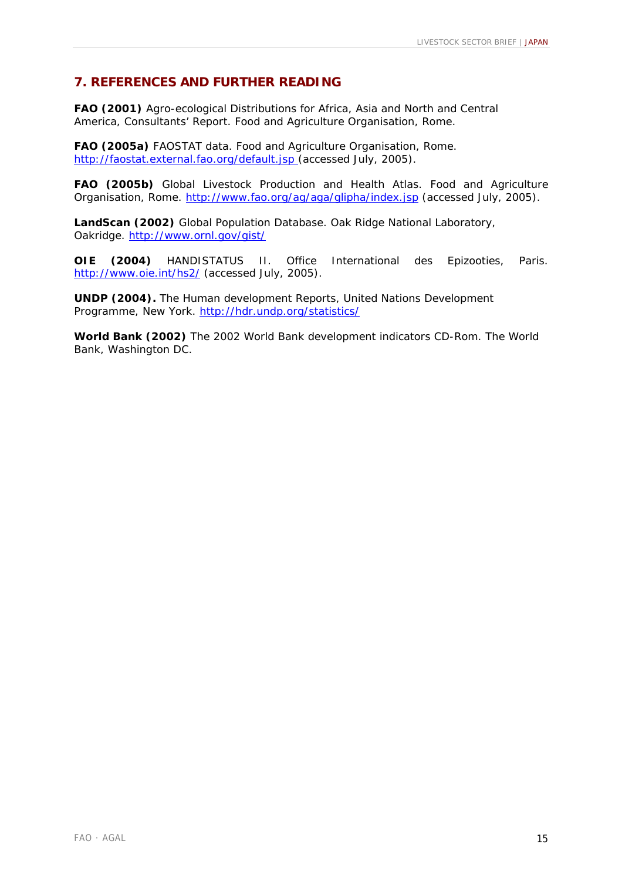## 7. REFERENCES AND FURTHER READING

**FAO (2001)** Agro-ecological Distributions for Africa, Asia and North and Central America, Consultants' Report. Food and Agriculture Organisation, Rome.

**FAO (2005a)** FAOSTAT data. Food and Agriculture Organisation, Rome. http://faostat.external.fao.org/default.jsp (accessed July, 2005).

**FAO (2005b)** Global Livestock Production and Health Atlas. Food and Agriculture Organisation, Rome. http://www.fao.org/ag/aga/glipha/index.jsp (accessed July, 2005).

**LandScan (2002)** Global Population Database. Oak Ridge National Laboratory, Oakridge. http://www.ornl.gov/gist/

**OIE (2004)** HANDISTATUS II. Office International des Epizooties, Paris. http://www.oie.int/hs2/ (accessed July, 2005).

**UNDP (2004).** The Human development Reports, United Nations Development Programme, New York. http://hdr.undp.org/statistics/

**World Bank (2002)** The 2002 World Bank development indicators CD-Rom. The World Bank, Washington DC.